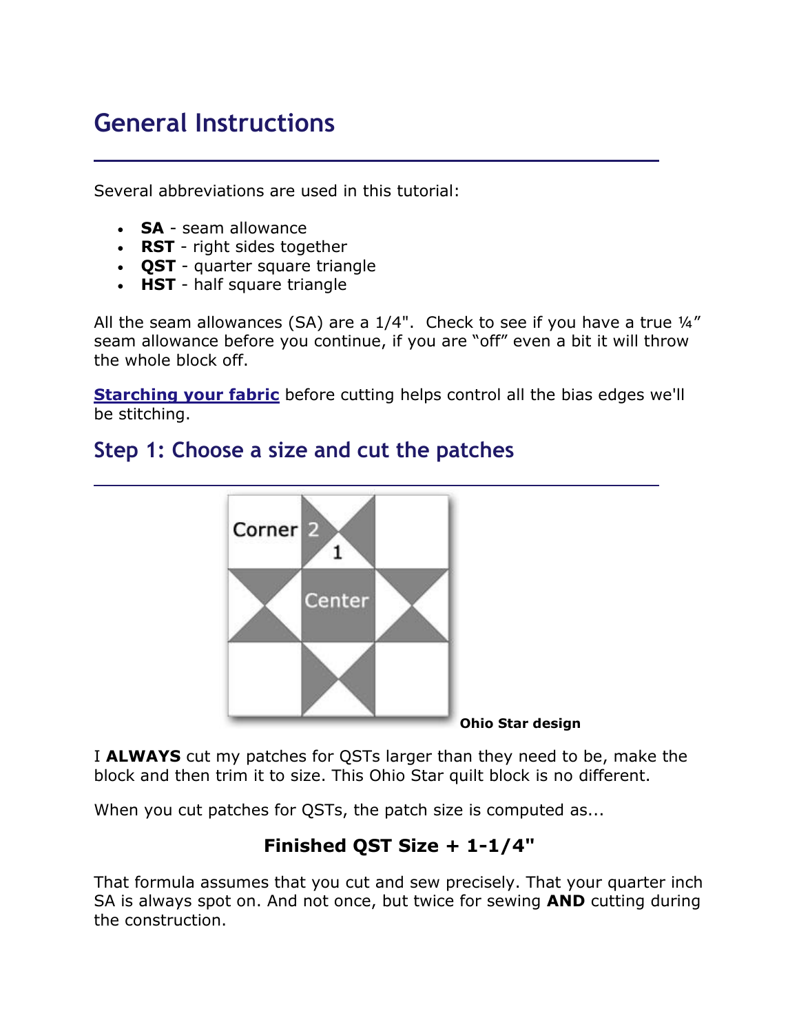# General Instructions

Several abbreviations are used in this tutorial:

- **SA** - seam allowance
- **RST** - right sides together
- **QST** - quarter square triangle
- **HST** - half square triangle

All the seam allowances (SA) are a 1/4". Check to see if you have a true ¼" seam allowance before you continue, if you are "off" even a bit it will throw the whole block off.

**Starching your fabric** before cutting helps control all the bias edges we'll be stitching.

## Step 1: Choose a size and cut the patches

**Ohio Star design**

I **ALWAYS** cut my patches for QSTs larger than they need to be, make the block and then trim it to size. This Ohio Star quilt block is no different.

When you cut patches for QSTs, the patch size is computed as...

**Finished QST Size + 1-1/4"**

That formula assumes that you cut and sew precisely. That your quarter inch SA is always spot on. And not once, but twice for sewing **AND** cutting during the construction.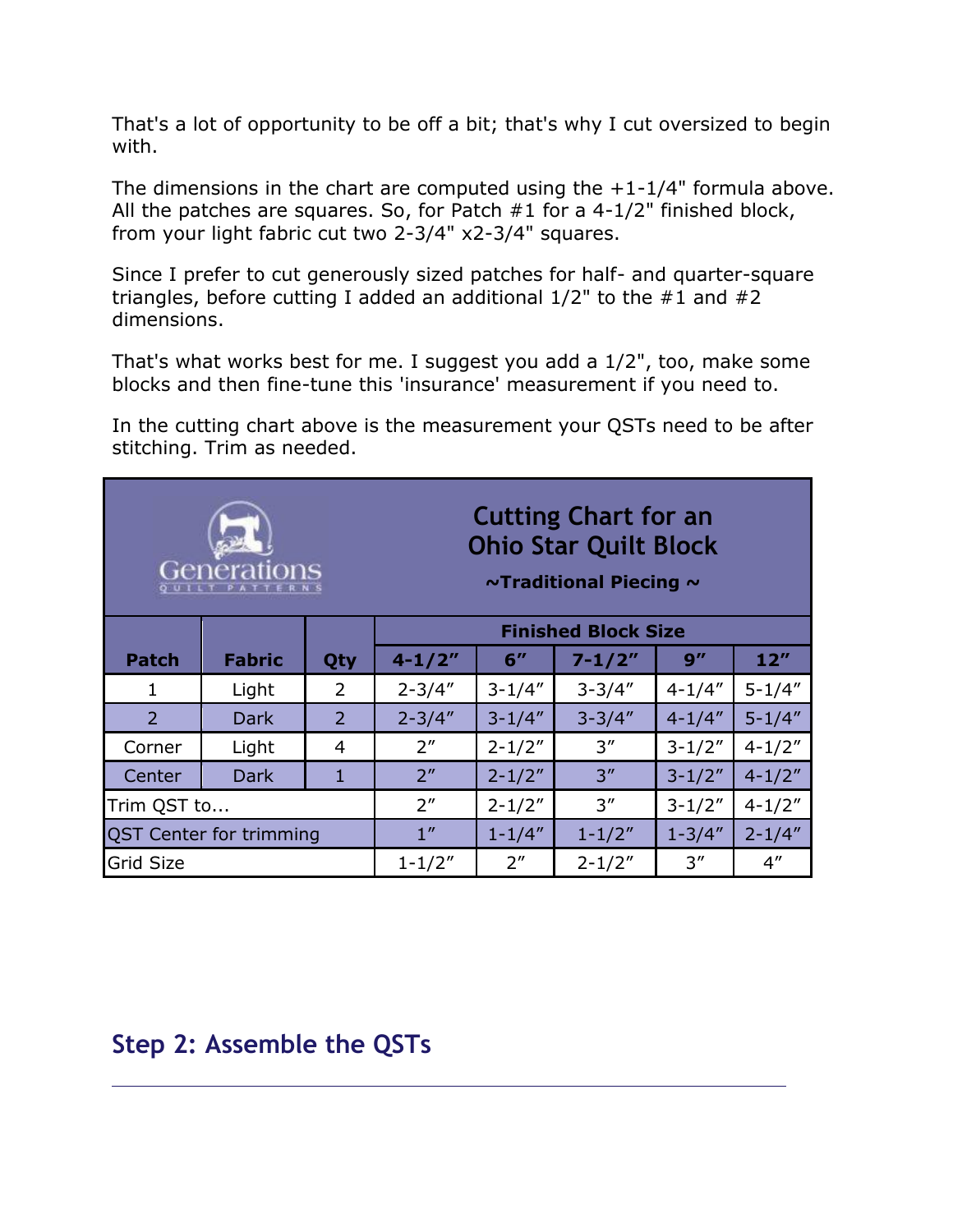That's a lot of opportunity to be off a bit; that's why I cut oversized to begin with.

The dimensions in the chart are computed using the +1-1/4" formula above. All the patches are squares. So, for Patch #1 for a 4-1/2" finished block, from your light fabric cut two 2-3/4" x2-3/4" squares.

Since I prefer to cut generously sized patches for half- and quarter-square triangles, before cutting I added an additional 1/2" to the #1 and #2 dimensions.

That's what works best for me. I suggest you add a 1/2", too, make some blocks and then fine-tune this 'insurance' measurement if you need to.

In the cutting chart above is the measurement your QSTs need to be after stitching. Trim as needed.

**Cutting Chart for an Ohio Star Quilt Block**
**~Traditional Piecing ~**

| Patch | Fabric | Qty | Finished Block Size | | | | |
|---|---|---|---|---|---|---|---|
| | | | 4-1/2″ | 6″ | 7-1/2″ | 9″ | 12″ |
| 1 | Light | 2 | 2-3/4″ | 3-1/4″ | 3-3/4″ | 4-1/4″ | 5-1/4″ |
| 2 | Dark | 2 | 2-3/4″ | 3-1/4″ | 3-3/4″ | 4-1/4″ | 5-1/4″ |
| Corner | Light | 4 | 2″ | 2-1/2″ | 3″ | 3-1/2″ | 4-1/2″ |
| Center | Dark | 1 | 2″ | 2-1/2″ | 3″ | 3-1/2″ | 4-1/2″ |
| Trim QST to... | | | 2″ | 2-1/2″ | 3″ | 3-1/2″ | 4-1/2″ |
| QST Center for trimming | | | 1″ | 1-1/4″ | 1-1/2″ | 1-3/4″ | 2-1/4″ |
| Grid Size | | | 1-1/2″ | 2″ | 2-1/2″ | 3″ | 4″ |

## Step 2: Assemble the QSTs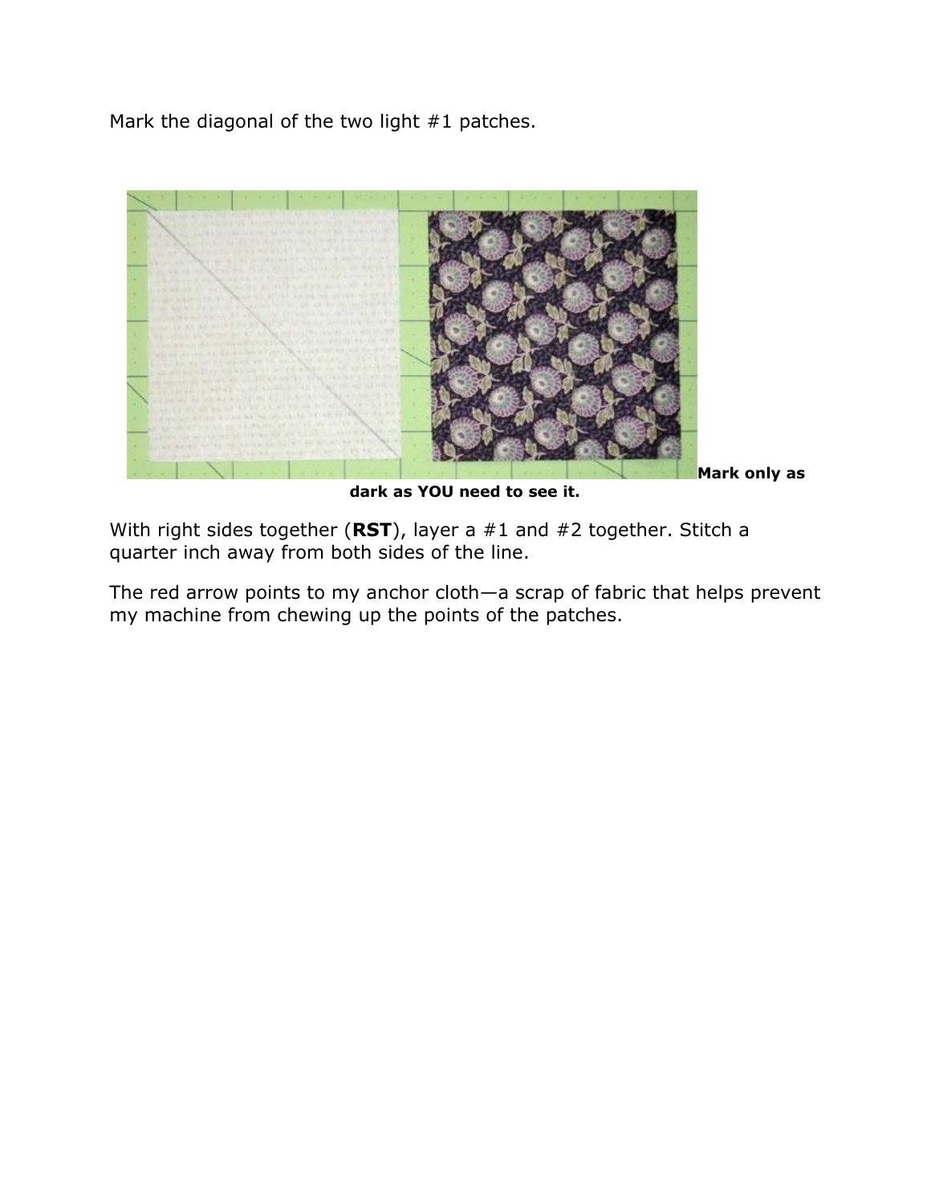Mark the diagonal of the two light #1 patches.

**Mark only as dark as YOU need to see it.**

With right sides together (**RST**), layer a #1 and #2 together. Stitch a quarter inch away from both sides of the line.

The red arrow points to my anchor cloth—a scrap of fabric that helps prevent my machine from chewing up the points of the patches.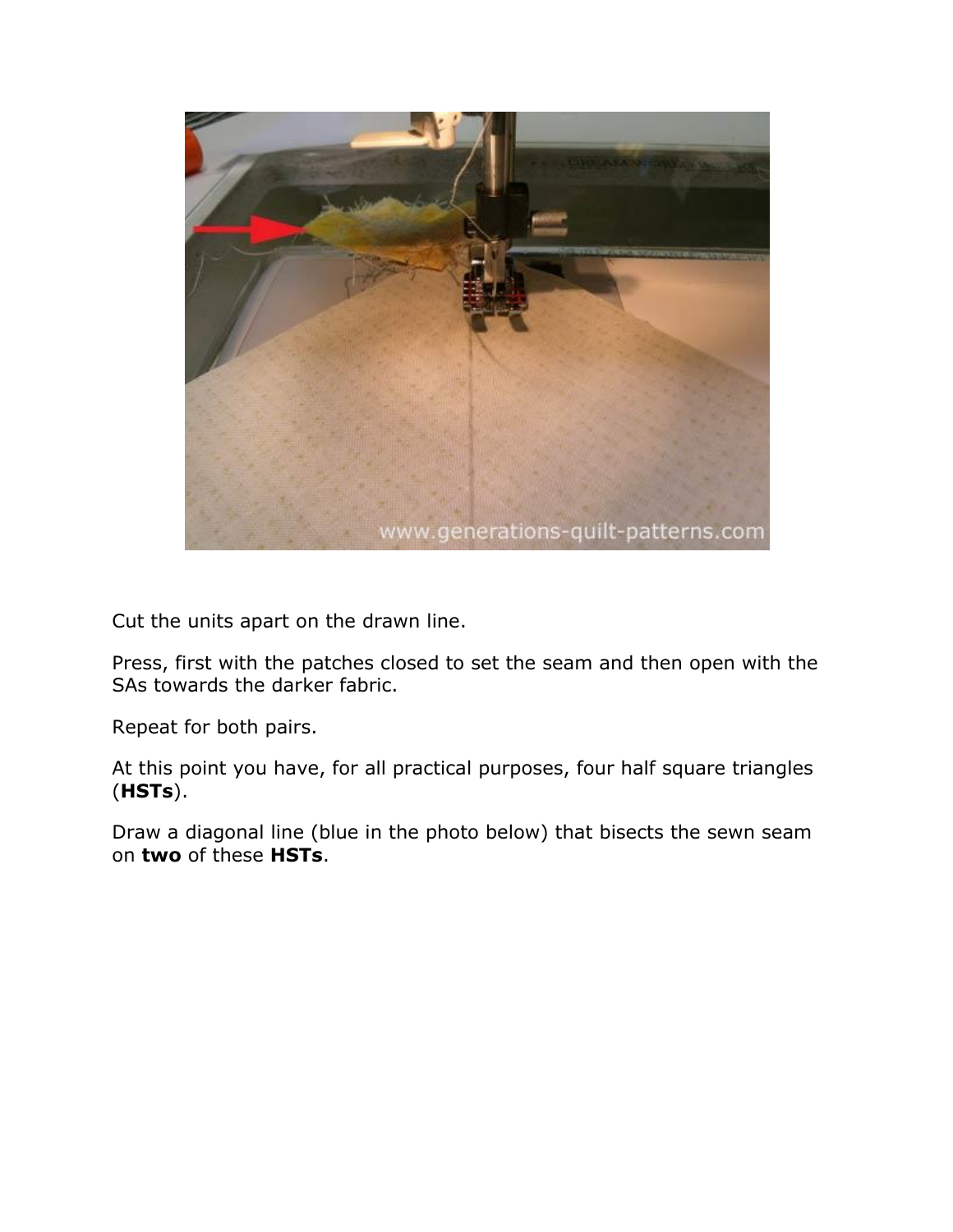Cut the units apart on the drawn line.

Press, first with the patches closed to set the seam and then open with the SAs towards the darker fabric.

Repeat for both pairs.

At this point you have, for all practical purposes, four half square triangles (**HSTs**).

Draw a diagonal line (blue in the photo below) that bisects the sewn seam on **two** of these **HSTs**.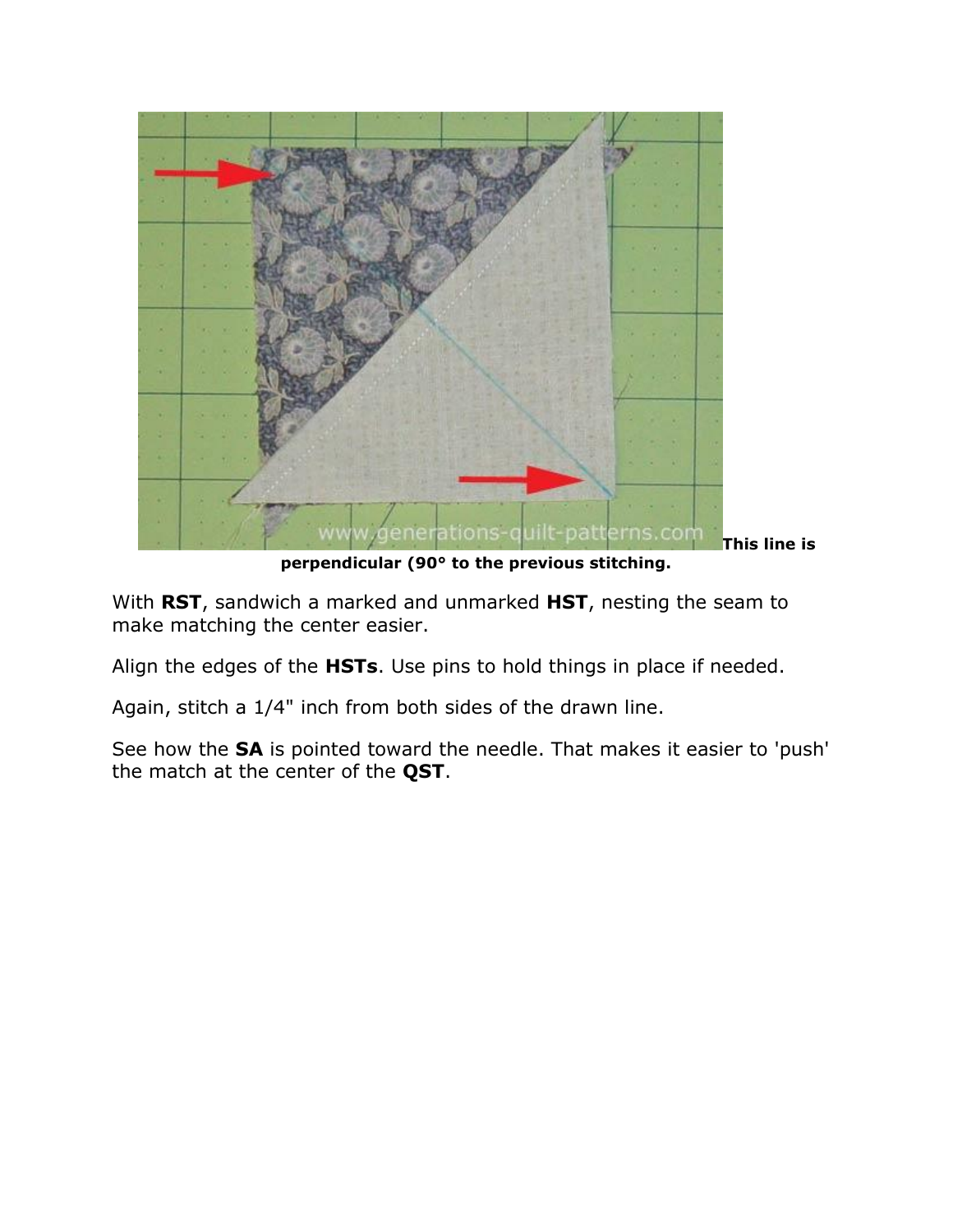**This line is perpendicular (90° to the previous stitching.**

With **RST**, sandwich a marked and unmarked **HST**, nesting the seam to make matching the center easier.

Align the edges of the **HSTs**. Use pins to hold things in place if needed.

Again, stitch a 1/4" inch from both sides of the drawn line.

See how the **SA** is pointed toward the needle. That makes it easier to 'push' the match at the center of the **QST**.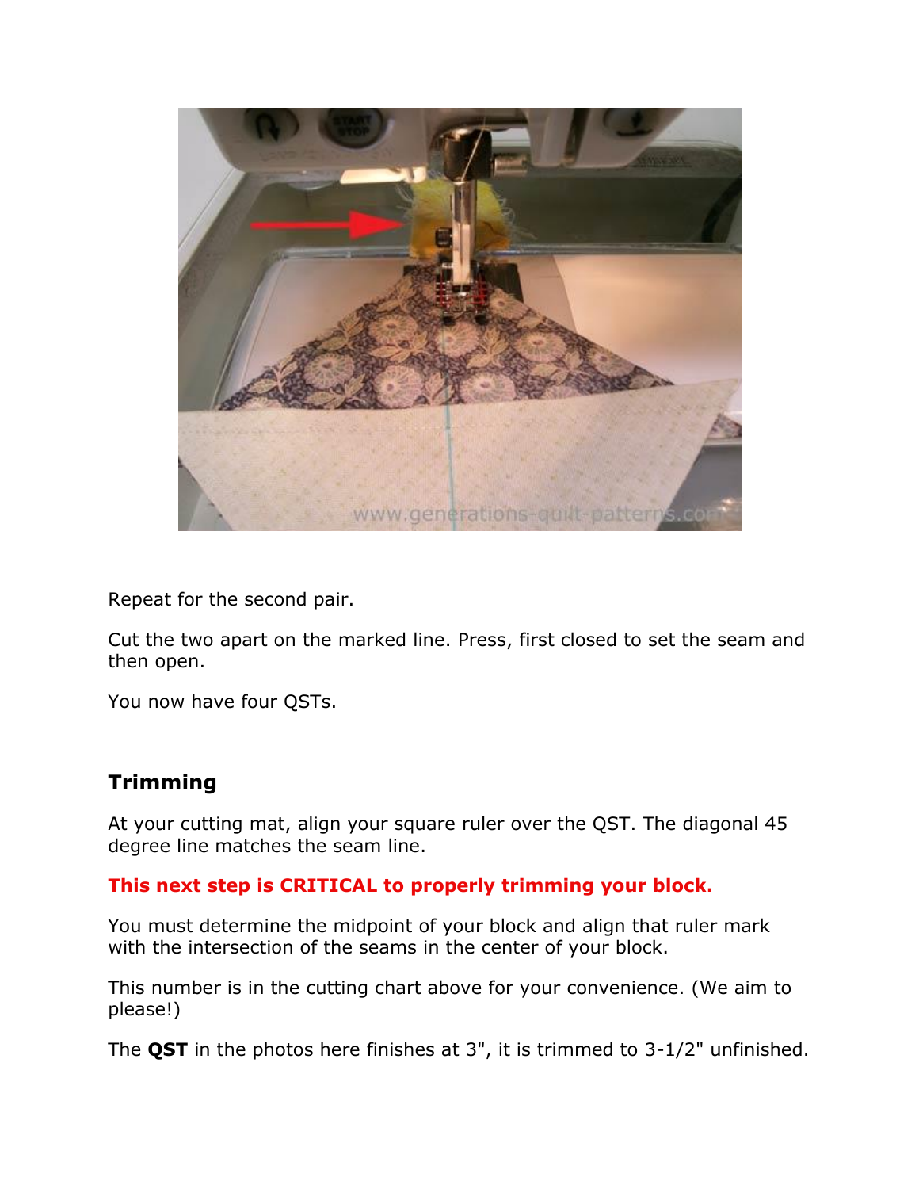Repeat for the second pair.

Cut the two apart on the marked line. Press, first closed to set the seam and then open.

You now have four QSTs.

## Trimming

At your cutting mat, align your square ruler over the QST. The diagonal 45 degree line matches the seam line.

**This next step is CRITICAL to properly trimming your block.**

You must determine the midpoint of your block and align that ruler mark with the intersection of the seams in the center of your block.

This number is in the cutting chart above for your convenience. (We aim to please!)

The **QST** in the photos here finishes at 3", it is trimmed to 3-1/2" unfinished.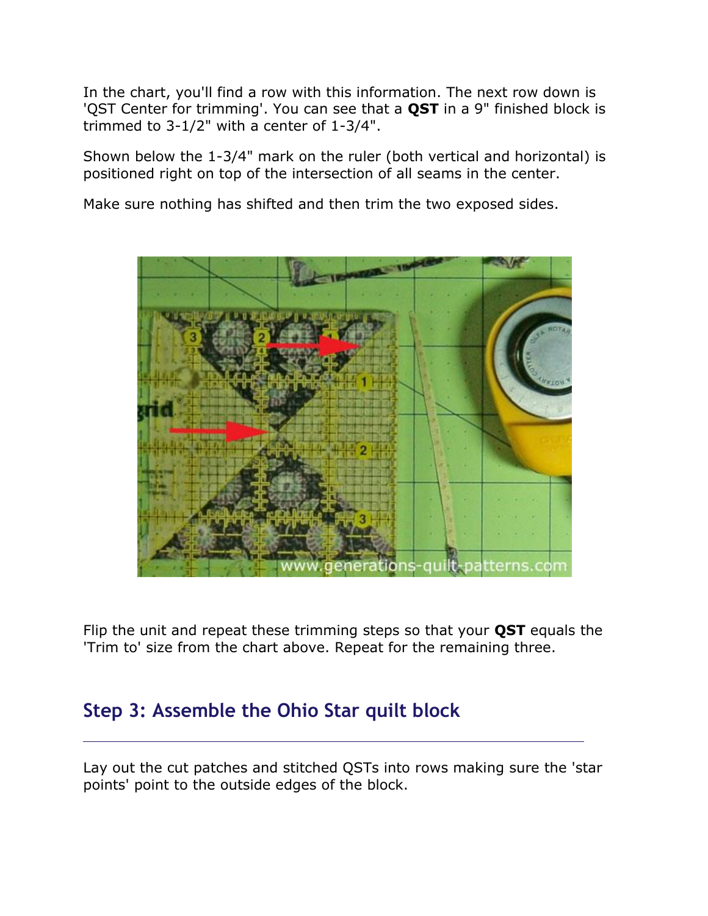In the chart, you'll find a row with this information. The next row down is 'QST Center for trimming'. You can see that a **QST** in a 9" finished block is trimmed to 3-1/2" with a center of 1-3/4".

Shown below the 1-3/4" mark on the ruler (both vertical and horizontal) is positioned right on top of the intersection of all seams in the center.

Make sure nothing has shifted and then trim the two exposed sides.

Flip the unit and repeat these trimming steps so that your **QST** equals the 'Trim to' size from the chart above. Repeat for the remaining three.

## Step 3: Assemble the Ohio Star quilt block

Lay out the cut patches and stitched QSTs into rows making sure the 'star points' point to the outside edges of the block.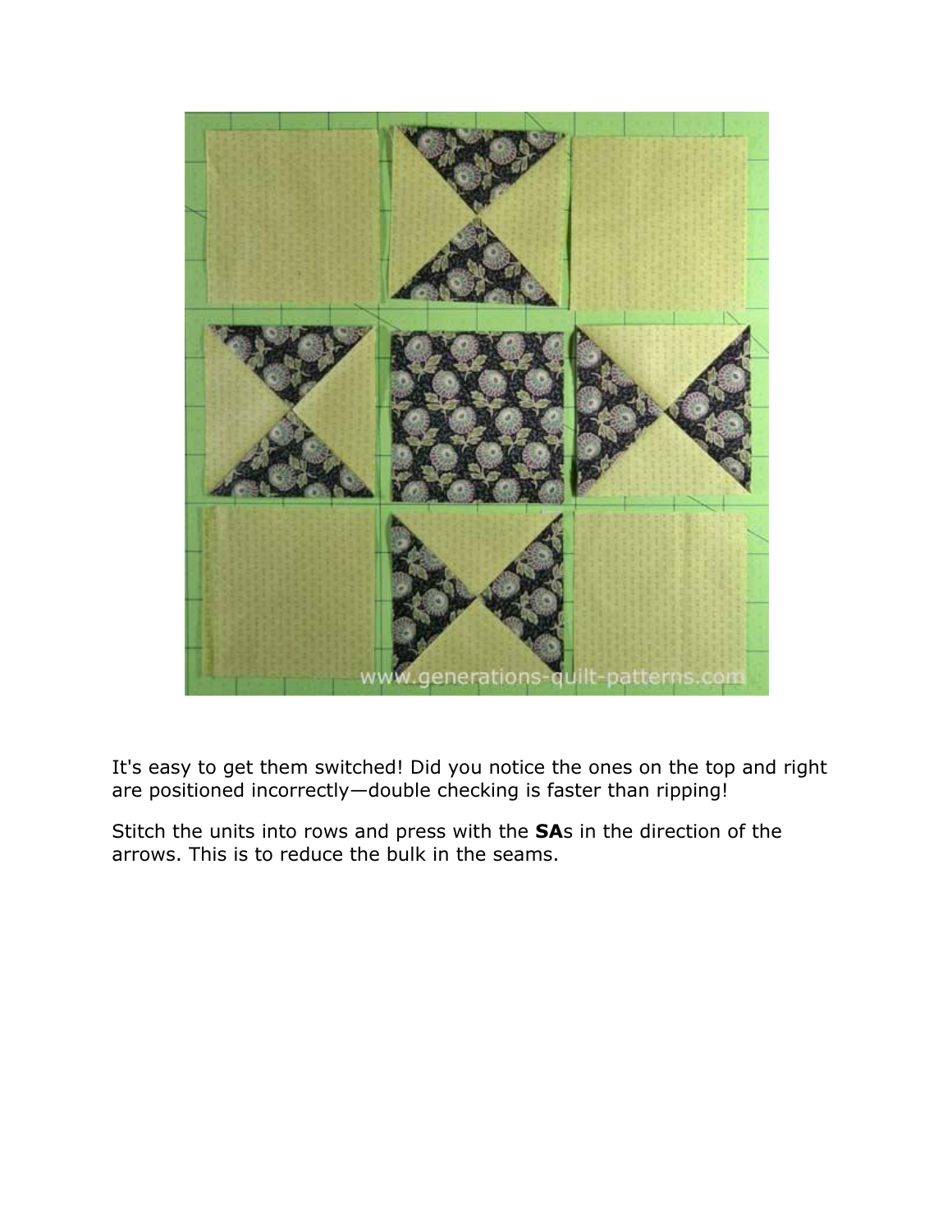It's easy to get them switched! Did you notice the ones on the top and right are positioned incorrectly—double checking is faster than ripping!

Stitch the units into rows and press with the **SA**s in the direction of the arrows. This is to reduce the bulk in the seams.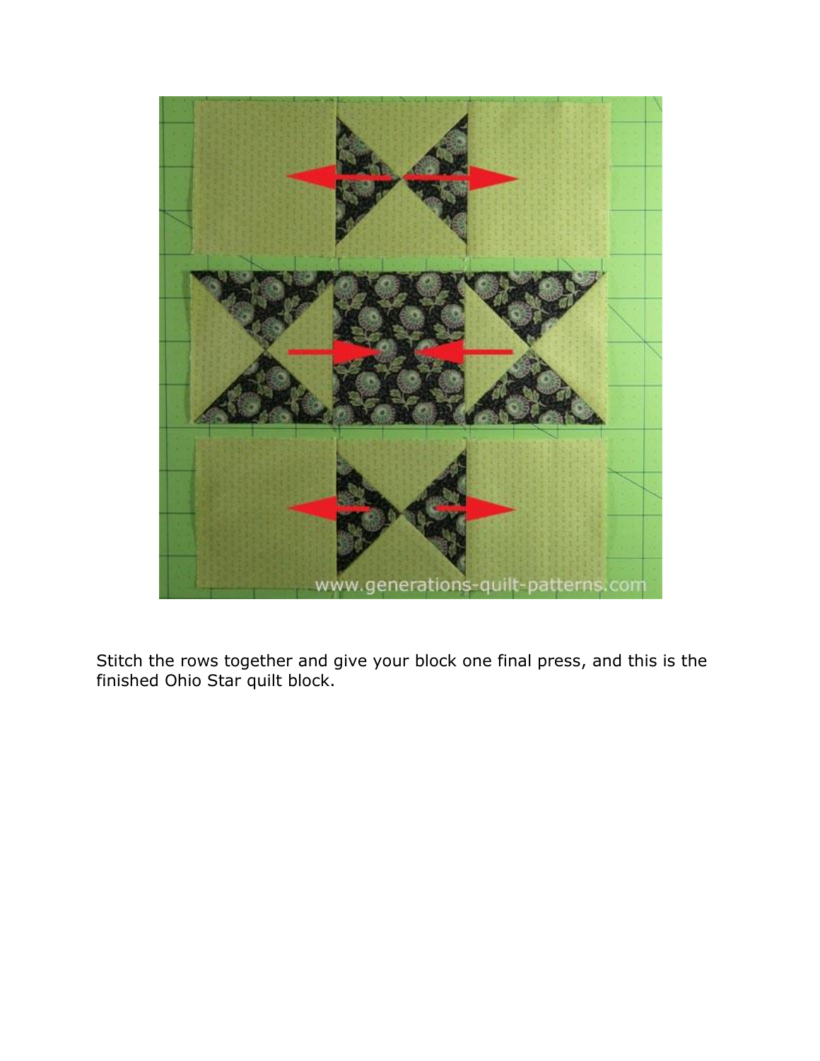Stitch the rows together and give your block one final press, and this is the finished Ohio Star quilt block.